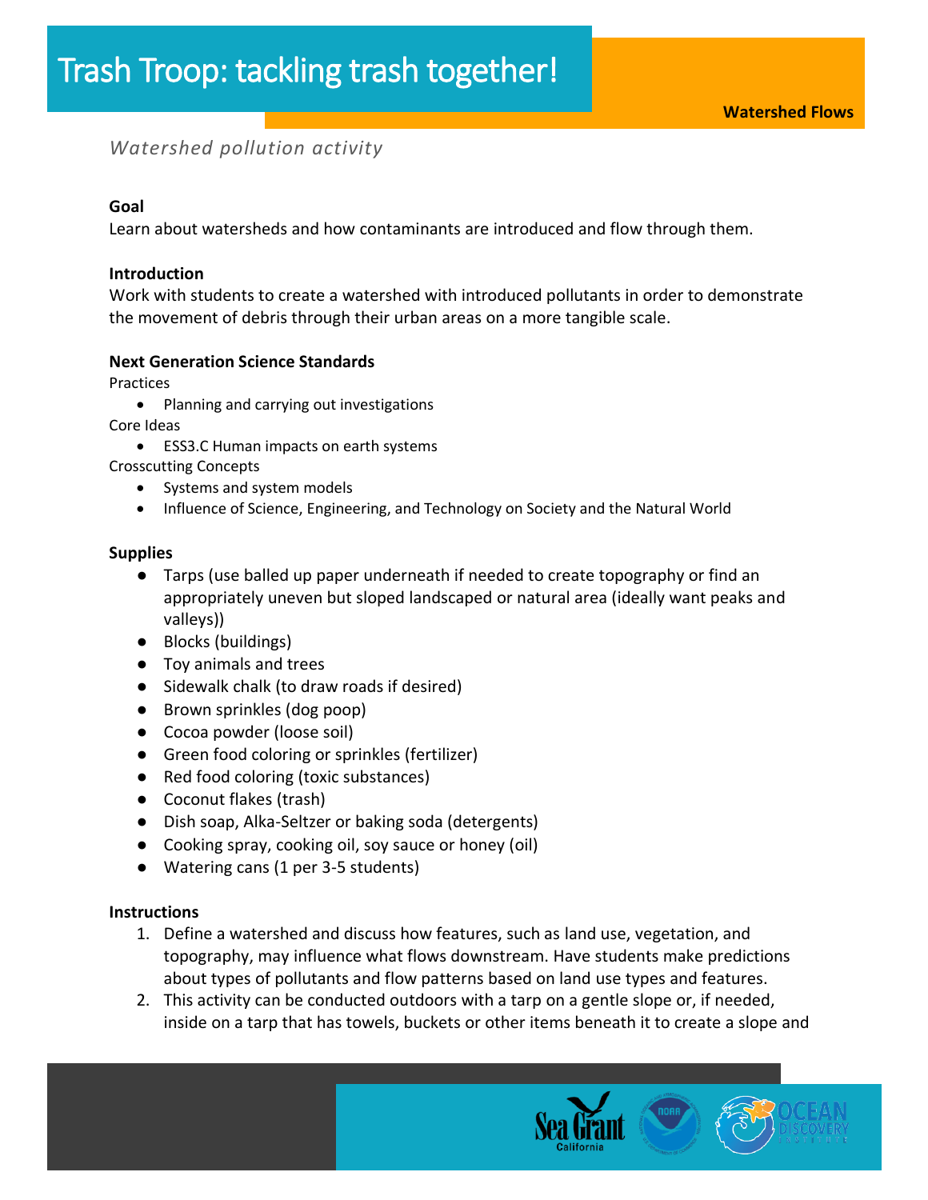# Trash Troop: tackling trash together!

**Watershed Flows**

*Watershed pollution activity*

**Goal**

Learn about watersheds and how contaminants are introduced and flow through them.

**Introduction**

Work with students to create a watershed with introduced pollutants in order to demonstrate the movement of debris through their urban areas on a more tangible scale.

**Next Generation Science Standards**

Practices

- Planning and carrying out investigations

Core Ideas

- ESS3.C Human impacts on earth systems

Crosscutting Concepts

- Systems and system models
- Influence of Science, Engineering, and Technology on Society and the Natural World

**Supplies**

- Tarps (use balled up paper underneath if needed to create topography or find an appropriately uneven but sloped landscaped or natural area (ideally want peaks and valleys))
- Blocks (buildings)
- Toy animals and trees
- Sidewalk chalk (to draw roads if desired)
- Brown sprinkles (dog poop)
- Cocoa powder (loose soil)
- Green food coloring or sprinkles (fertilizer)
- Red food coloring (toxic substances)
- Coconut flakes (trash)
- Dish soap, Alka-Seltzer or baking soda (detergents)
- Cooking spray, cooking oil, soy sauce or honey (oil)
- Watering cans (1 per 3-5 students)

**Instructions**

1. Define a watershed and discuss how features, such as land use, vegetation, and topography, may influence what flows downstream. Have students make predictions about types of pollutants and flow patterns based on land use types and features.
2. This activity can be conducted outdoors with a tarp on a gentle slope or, if needed, inside on a tarp that has towels, buckets or other items beneath it to create a slope and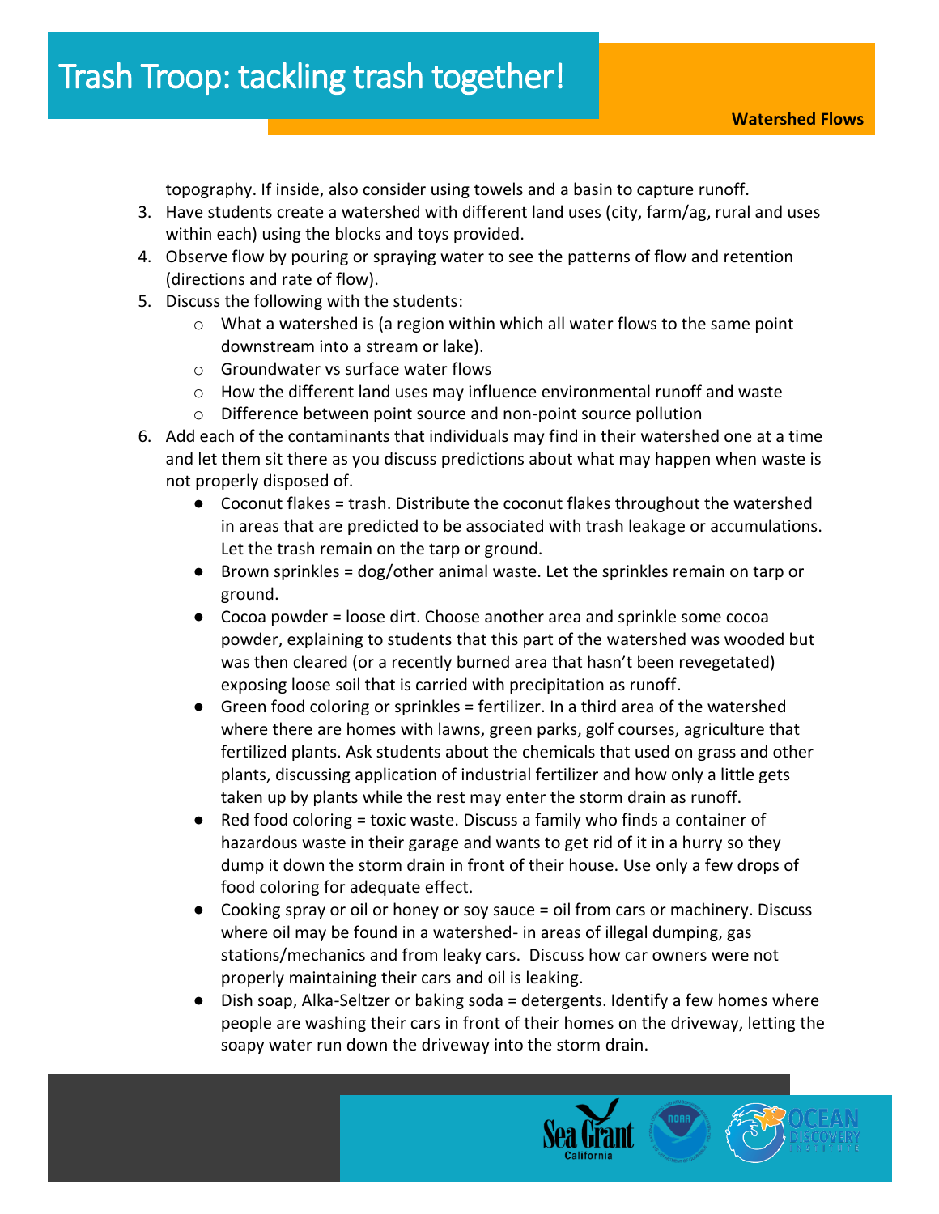topography. If inside, also consider using towels and a basin to capture runoff.

3. Have students create a watershed with different land uses (city, farm/ag, rural and uses within each) using the blocks and toys provided.
4. Observe flow by pouring or spraying water to see the patterns of flow and retention (directions and rate of flow).
5. Discuss the following with the students:
    - What a watershed is (a region within which all water flows to the same point downstream into a stream or lake).
    - Groundwater vs surface water flows
    - How the different land uses may influence environmental runoff and waste
    - Difference between point source and non-point source pollution
6. Add each of the contaminants that individuals may find in their watershed one at a time and let them sit there as you discuss predictions about what may happen when waste is not properly disposed of.
    - Coconut flakes = trash. Distribute the coconut flakes throughout the watershed in areas that are predicted to be associated with trash leakage or accumulations. Let the trash remain on the tarp or ground.
    - Brown sprinkles = dog/other animal waste. Let the sprinkles remain on tarp or ground.
    - Cocoa powder = loose dirt. Choose another area and sprinkle some cocoa powder, explaining to students that this part of the watershed was wooded but was then cleared (or a recently burned area that hasn't been revegetated) exposing loose soil that is carried with precipitation as runoff.
    - Green food coloring or sprinkles = fertilizer. In a third area of the watershed where there are homes with lawns, green parks, golf courses, agriculture that fertilized plants. Ask students about the chemicals that used on grass and other plants, discussing application of industrial fertilizer and how only a little gets taken up by plants while the rest may enter the storm drain as runoff.
    - Red food coloring = toxic waste. Discuss a family who finds a container of hazardous waste in their garage and wants to get rid of it in a hurry so they dump it down the storm drain in front of their house. Use only a few drops of food coloring for adequate effect.
    - Cooking spray or oil or honey or soy sauce = oil from cars or machinery. Discuss where oil may be found in a watershed- in areas of illegal dumping, gas stations/mechanics and from leaky cars. Discuss how car owners were not properly maintaining their cars and oil is leaking.
    - Dish soap, Alka-Seltzer or baking soda = detergents. Identify a few homes where people are washing their cars in front of their homes on the driveway, letting the soapy water run down the driveway into the storm drain.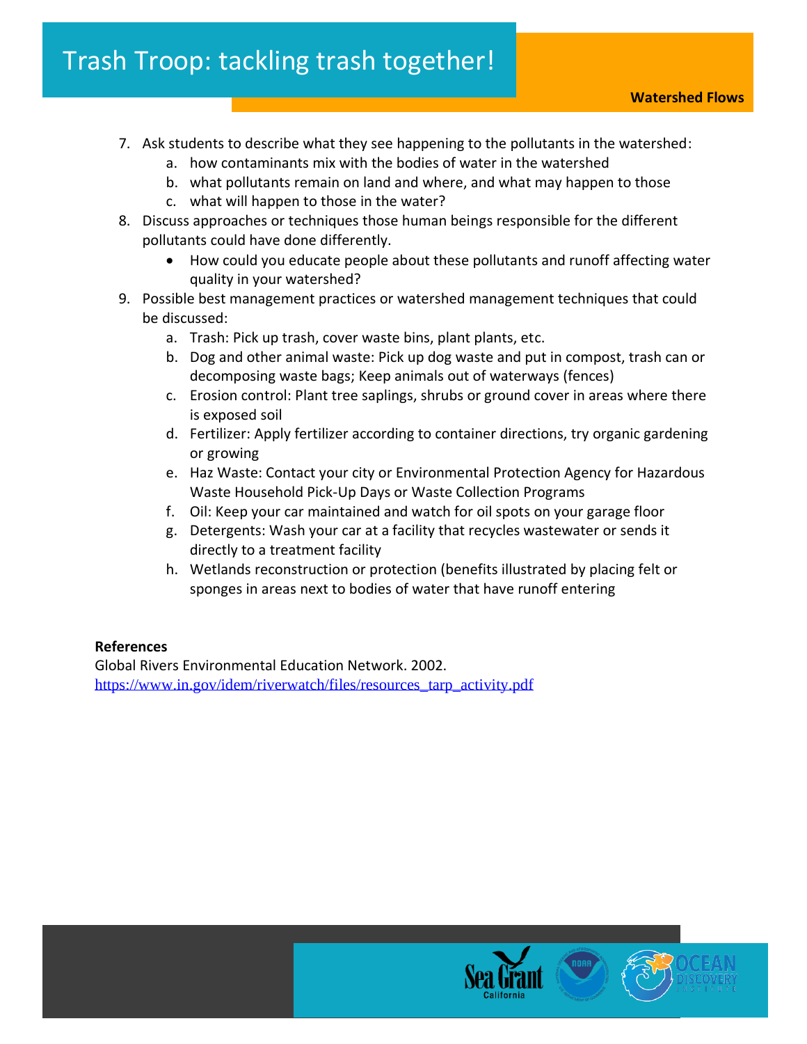7. Ask students to describe what they see happening to the pollutants in the watershed:
   a. how contaminants mix with the bodies of water in the watershed
   b. what pollutants remain on land and where, and what may happen to those
   c. what will happen to those in the water?
8. Discuss approaches or techniques those human beings responsible for the different pollutants could have done differently.
   - How could you educate people about these pollutants and runoff affecting water quality in your watershed?
9. Possible best management practices or watershed management techniques that could be discussed:
   a. Trash: Pick up trash, cover waste bins, plant plants, etc.
   b. Dog and other animal waste: Pick up dog waste and put in compost, trash can or decomposing waste bags; Keep animals out of waterways (fences)
   c. Erosion control: Plant tree saplings, shrubs or ground cover in areas where there is exposed soil
   d. Fertilizer: Apply fertilizer according to container directions, try organic gardening or growing
   e. Haz Waste: Contact your city or Environmental Protection Agency for Hazardous Waste Household Pick-Up Days or Waste Collection Programs
   f. Oil: Keep your car maintained and watch for oil spots on your garage floor
   g. Detergents: Wash your car at a facility that recycles wastewater or sends it directly to a treatment facility
   h. Wetlands reconstruction or protection (benefits illustrated by placing felt or sponges in areas next to bodies of water that have runoff entering

**References**

Global Rivers Environmental Education Network. 2002.
https://www.in.gov/idem/riverwatch/files/resources_tarp_activity.pdf